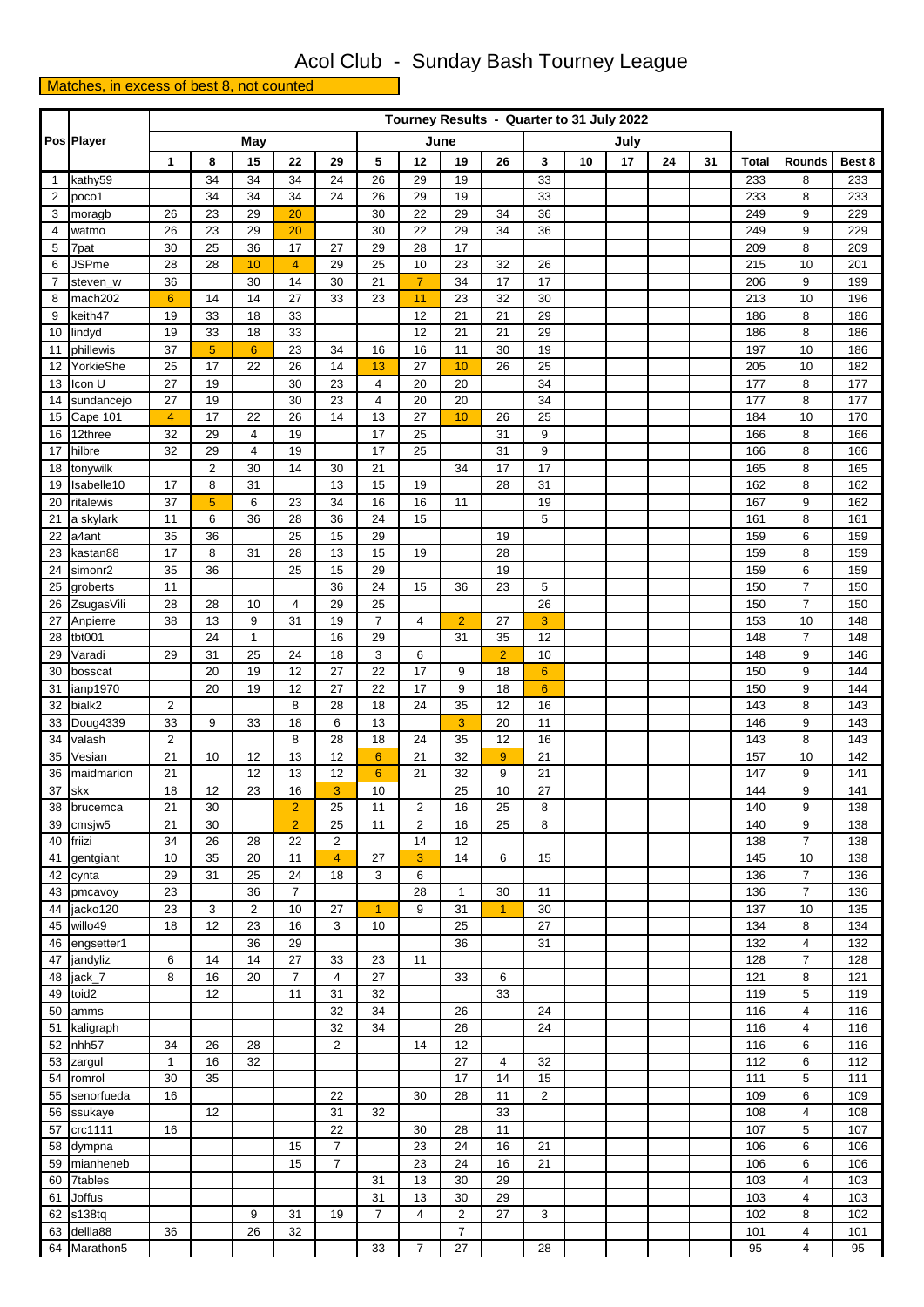# Acol Club - Sunday Bash Tourney League

Matches, in excess of best 8, not counted

| Pos | Player | Tourney Results - Quarter to 31 July 2022 | | | | | | | | | | | | | | | | |
|---|---|---|---|---|---|---|---|---|---|---|---|---|---|---|---|---|---|---|
| | | May | | | | | June | | | | July | | | | | | | |
| | | 1 | 8 | 15 | 22 | 29 | 5 | 12 | 19 | 26 | 3 | 10 | 17 | 24 | 31 | Total | Rounds | Best 8 |
| 1 | kathy59 | | 34 | 34 | 34 | 24 | 26 | 29 | 19 | | 33 | | | | | 233 | 8 | 233 |
| 2 | poco1 | | 34 | 34 | 34 | 24 | 26 | 29 | 19 | | 33 | | | | | 233 | 8 | 233 |
| 3 | moragb | 26 | 23 | 29 | 20 | | 30 | 22 | 29 | 34 | 36 | | | | | 249 | 9 | 229 |
| 4 | watmo | 26 | 23 | 29 | 20 | | 30 | 22 | 29 | 34 | 36 | | | | | 249 | 9 | 229 |
| 5 | 7pat | 30 | 25 | 36 | 17 | 27 | 29 | 28 | 17 | | | | | | | 209 | 8 | 209 |
| 6 | JSPme | 28 | 28 | 10 | 4 | 29 | 25 | 10 | 23 | 32 | 26 | | | | | 215 | 10 | 201 |
| 7 | steven_w | 36 | | 30 | 14 | 30 | 21 | 7 | 34 | 17 | 17 | | | | | 206 | 9 | 199 |
| 8 | mach202 | 6 | 14 | 14 | 27 | 33 | 23 | 11 | 23 | 32 | 30 | | | | | 213 | 10 | 196 |
| 9 | keith47 | 19 | 33 | 18 | 33 | | | 12 | 21 | 21 | 29 | | | | | 186 | 8 | 186 |
| 10 | lindyd | 19 | 33 | 18 | 33 | | | 12 | 21 | 21 | 29 | | | | | 186 | 8 | 186 |
| 11 | phillewis | 37 | 5 | 6 | 23 | 34 | 16 | 16 | 11 | 30 | 19 | | | | | 197 | 10 | 186 |
| 12 | YorkieShe | 25 | 17 | 22 | 26 | 14 | 13 | 27 | 10 | 26 | 25 | | | | | 205 | 10 | 182 |
| 13 | Icon U | 27 | 19 | | 30 | 23 | 4 | 20 | 20 | | 34 | | | | | 177 | 8 | 177 |
| 14 | sundancejo | 27 | 19 | | 30 | 23 | 4 | 20 | 20 | | 34 | | | | | 177 | 8 | 177 |
| 15 | Cape 101 | 4 | 17 | 22 | 26 | 14 | 13 | 27 | 10 | 26 | 25 | | | | | 184 | 10 | 170 |
| 16 | 12three | 32 | 29 | 4 | 19 | | 17 | 25 | | 31 | 9 | | | | | 166 | 8 | 166 |
| 17 | hilbre | 32 | 29 | 4 | 19 | | 17 | 25 | | 31 | 9 | | | | | 166 | 8 | 166 |
| 18 | tonywilk | | 2 | 30 | 14 | 30 | 21 | | 34 | 17 | 17 | | | | | 165 | 8 | 165 |
| 19 | Isabelle10 | 17 | 8 | 31 | | 13 | 15 | 19 | | 28 | 31 | | | | | 162 | 8 | 162 |
| 20 | ritalewis | 37 | 5 | 6 | 23 | 34 | 16 | 16 | 11 | | 19 | | | | | 167 | 9 | 162 |
| 21 | a skylark | 11 | 6 | 36 | 28 | 36 | 24 | 15 | | | 5 | | | | | 161 | 8 | 161 |
| 22 | a4ant | 35 | 36 | | 25 | 15 | 29 | | | 19 | | | | | | 159 | 6 | 159 |
| 23 | kastan88 | 17 | 8 | 31 | 28 | 13 | 15 | 19 | | 28 | | | | | | 159 | 8 | 159 |
| 24 | simonr2 | 35 | 36 | | 25 | 15 | 29 | | | 19 | | | | | | 159 | 6 | 159 |
| 25 | groberts | 11 | | | | 36 | 24 | 15 | 36 | 23 | 5 | | | | | 150 | 7 | 150 |
| 26 | ZsugasVili | 28 | 28 | 10 | 4 | 29 | 25 | | | | 26 | | | | | 150 | 7 | 150 |
| 27 | Anpierre | 38 | 13 | 9 | 31 | 19 | 7 | 4 | 2 | 27 | 3 | | | | | 153 | 10 | 148 |
| 28 | tbt001 | | 24 | 1 | | 16 | 29 | | 31 | 35 | 12 | | | | | 148 | 7 | 148 |
| 29 | Varadi | 29 | 31 | 25 | 24 | 18 | 3 | 6 | | 2 | 10 | | | | | 148 | 9 | 146 |
| 30 | bosscat | | 20 | 19 | 12 | 27 | 22 | 17 | 9 | 18 | 6 | | | | | 150 | 9 | 144 |
| 31 | ianp1970 | | 20 | 19 | 12 | 27 | 22 | 17 | 9 | 18 | 6 | | | | | 150 | 9 | 144 |
| 32 | bialk2 | 2 | | | 8 | 28 | 18 | 24 | 35 | 12 | 16 | | | | | 143 | 8 | 143 |
| 33 | Doug4339 | 33 | 9 | 33 | 18 | 6 | 13 | | 3 | 20 | 11 | | | | | 146 | 9 | 143 |
| 34 | valash | 2 | | | 8 | 28 | 18 | 24 | 35 | 12 | 16 | | | | | 143 | 8 | 143 |
| 35 | Vesian | 21 | 10 | 12 | 13 | 12 | 6 | 21 | 32 | 9 | 21 | | | | | 157 | 10 | 142 |
| 36 | maidmarion | 21 | | 12 | 13 | 12 | 6 | 21 | 32 | 9 | 21 | | | | | 147 | 9 | 141 |
| 37 | skx | 18 | 12 | 23 | 16 | 3 | 10 | | 25 | 10 | 27 | | | | | 144 | 9 | 141 |
| 38 | brucemca | 21 | 30 | | 2 | 25 | 11 | 2 | 16 | 25 | 8 | | | | | 140 | 9 | 138 |
| 39 | cmsjw5 | 21 | 30 | | 2 | 25 | 11 | 2 | 16 | 25 | 8 | | | | | 140 | 9 | 138 |
| 40 | friizi | 34 | 26 | 28 | 22 | 2 | | 14 | 12 | | | | | | | 138 | 7 | 138 |
| 41 | gentgiant | 10 | 35 | 20 | 11 | 4 | 27 | 3 | 14 | 6 | 15 | | | | | 145 | 10 | 138 |
| 42 | cynta | 29 | 31 | 25 | 24 | 18 | 3 | 6 | | | | | | | | 136 | 7 | 136 |
| 43 | pmcavoy | 23 | | 36 | 7 | | | 28 | 1 | 30 | 11 | | | | | 136 | 7 | 136 |
| 44 | jacko120 | 23 | 3 | 2 | 10 | 27 | 1 | 9 | 31 | 1 | 30 | | | | | 137 | 10 | 135 |
| 45 | willo49 | 18 | 12 | 23 | 16 | 3 | 10 | | 25 | | 27 | | | | | 134 | 8 | 134 |
| 46 | engsetter1 | | | 36 | 29 | | | | 36 | | 31 | | | | | 132 | 4 | 132 |
| 47 | jandyliz | 6 | 14 | 14 | 27 | 33 | 23 | 11 | | | | | | | | 128 | 7 | 128 |
| 48 | jack_7 | 8 | 16 | 20 | 7 | 4 | 27 | | 33 | 6 | | | | | | 121 | 8 | 121 |
| 49 | toid2 | | 12 | | 11 | 31 | 32 | | | 33 | | | | | | 119 | 5 | 119 |
| 50 | amms | | | | | 32 | 34 | | 26 | | 24 | | | | | 116 | 4 | 116 |
| 51 | kaligraph | | | | | 32 | 34 | | 26 | | 24 | | | | | 116 | 4 | 116 |
| 52 | nhh57 | 34 | 26 | 28 | | 2 | | 14 | 12 | | | | | | | 116 | 6 | 116 |
| 53 | zargul | 1 | 16 | 32 | | | | | 27 | 4 | 32 | | | | | 112 | 6 | 112 |
| 54 | romrol | 30 | 35 | | | | | | 17 | 14 | 15 | | | | | 111 | 5 | 111 |
| 55 | senorfueda | 16 | | | | 22 | | 30 | 28 | 11 | 2 | | | | | 109 | 6 | 109 |
| 56 | ssukaye | | 12 | | | 31 | 32 | | | 33 | | | | | | 108 | 4 | 108 |
| 57 | crc1111 | 16 | | | | 22 | | 30 | 28 | 11 | | | | | | 107 | 5 | 107 |
| 58 | dympna | | | | 15 | 7 | | 23 | 24 | 16 | 21 | | | | | 106 | 6 | 106 |
| 59 | mianheneb | | | | 15 | 7 | | 23 | 24 | 16 | 21 | | | | | 106 | 6 | 106 |
| 60 | 7tables | | | | | | 31 | 13 | 30 | 29 | | | | | | 103 | 4 | 103 |
| 61 | Joffus | | | | | | 31 | 13 | 30 | 29 | | | | | | 103 | 4 | 103 |
| 62 | s138tq | | | 9 | 31 | 19 | 7 | 4 | 2 | 27 | 3 | | | | | 102 | 8 | 102 |
| 63 | dellla88 | 36 | | 26 | 32 | | | | 7 | | | | | | | 101 | 4 | 101 |
| 64 | Marathon5 | | | | | | 33 | 7 | 27 | | 28 | | | | | 95 | 4 | 95 |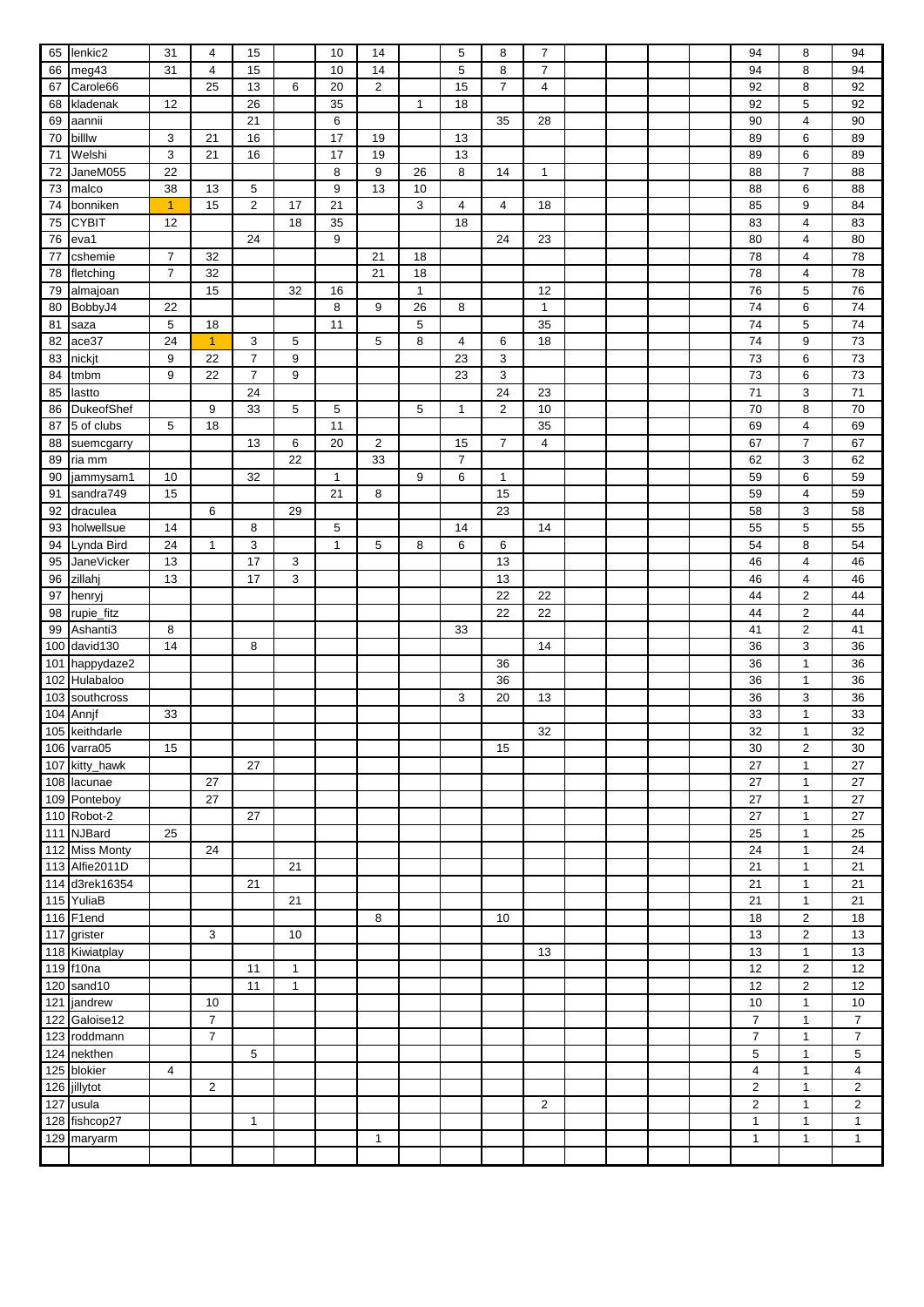| | | | | | | | | | | | | | | | | | | |
|---|---|---|---|---|---|---|---|---|---|---|---|---|---|---|---|---|---|---|
| 65 | lenkic2 | 31 | 4 | 15 | | 10 | 14 | | 5 | 8 | 7 | | | | | 94 | 8 | 94 |
| 66 | meg43 | 31 | 4 | 15 | | 10 | 14 | | 5 | 8 | 7 | | | | | 94 | 8 | 94 |
| 67 | Carole66 | | 25 | 13 | 6 | 20 | 2 | | 15 | 7 | 4 | | | | | 92 | 8 | 92 |
| 68 | kladenak | 12 | | 26 | | 35 | | 1 | 18 | | | | | | | 92 | 5 | 92 |
| 69 | aannii | | | 21 | | 6 | | | | 35 | 28 | | | | | 90 | 4 | 90 |
| 70 | billlw | 3 | 21 | 16 | | 17 | 19 | | 13 | | | | | | | 89 | 6 | 89 |
| 71 | Welshi | 3 | 21 | 16 | | 17 | 19 | | 13 | | | | | | | 89 | 6 | 89 |
| 72 | JaneM055 | 22 | | | | 8 | 9 | 26 | 8 | 14 | 1 | | | | | 88 | 7 | 88 |
| 73 | malco | 38 | 13 | 5 | | 9 | 13 | 10 | | | | | | | | 88 | 6 | 88 |
| 74 | bonniken | 1 | 15 | 2 | 17 | 21 | | 3 | 4 | 4 | 18 | | | | | 85 | 9 | 84 |
| 75 | CYBIT | 12 | | | 18 | 35 | | | 18 | | | | | | | 83 | 4 | 83 |
| 76 | eva1 | | | 24 | | 9 | | | | 24 | 23 | | | | | 80 | 4 | 80 |
| 77 | cshemie | 7 | 32 | | | | 21 | 18 | | | | | | | | 78 | 4 | 78 |
| 78 | fletching | 7 | 32 | | | | 21 | 18 | | | | | | | | 78 | 4 | 78 |
| 79 | almajoan | | 15 | | 32 | 16 | | 1 | | | 12 | | | | | 76 | 5 | 76 |
| 80 | BobbyJ4 | 22 | | | | 8 | 9 | 26 | 8 | | 1 | | | | | 74 | 6 | 74 |
| 81 | saza | 5 | 18 | | | 11 | | 5 | | | 35 | | | | | 74 | 5 | 74 |
| 82 | ace37 | 24 | 1 | 3 | 5 | | 5 | 8 | 4 | 6 | 18 | | | | | 74 | 9 | 73 |
| 83 | nickjt | 9 | 22 | 7 | 9 | | | | 23 | 3 | | | | | | 73 | 6 | 73 |
| 84 | tmbm | 9 | 22 | 7 | 9 | | | | 23 | 3 | | | | | | 73 | 6 | 73 |
| 85 | lastto | | | 24 | | | | | | 24 | 23 | | | | | 71 | 3 | 71 |
| 86 | DukeofShef | | 9 | 33 | 5 | 5 | | 5 | 1 | 2 | 10 | | | | | 70 | 8 | 70 |
| 87 | 5 of clubs | 5 | 18 | | | 11 | | | | | 35 | | | | | 69 | 4 | 69 |
| 88 | suemcgarry | | | 13 | 6 | 20 | 2 | | 15 | 7 | 4 | | | | | 67 | 7 | 67 |
| 89 | ria mm | | | | 22 | | 33 | | 7 | | | | | | | 62 | 3 | 62 |
| 90 | jammysam1 | 10 | | 32 | | 1 | | 9 | 6 | 1 | | | | | | 59 | 6 | 59 |
| 91 | sandra749 | 15 | | | | 21 | 8 | | | 15 | | | | | | 59 | 4 | 59 |
| 92 | draculea | | 6 | | 29 | | | | | 23 | | | | | | 58 | 3 | 58 |
| 93 | holwellsue | 14 | | 8 | | 5 | | | 14 | | 14 | | | | | 55 | 5 | 55 |
| 94 | Lynda Bird | 24 | 1 | 3 | | 1 | 5 | 8 | 6 | 6 | | | | | | 54 | 8 | 54 |
| 95 | JaneVicker | 13 | | 17 | 3 | | | | | 13 | | | | | | 46 | 4 | 46 |
| 96 | zillahj | 13 | | 17 | 3 | | | | | 13 | | | | | | 46 | 4 | 46 |
| 97 | henryj | | | | | | | | | 22 | 22 | | | | | 44 | 2 | 44 |
| 98 | rupie_fitz | | | | | | | | | 22 | 22 | | | | | 44 | 2 | 44 |
| 99 | Ashanti3 | 8 | | | | | | | 33 | | | | | | | 41 | 2 | 41 |
| 100 | david130 | 14 | | 8 | | | | | | | 14 | | | | | 36 | 3 | 36 |
| 101 | happydaze2 | | | | | | | | | 36 | | | | | | 36 | 1 | 36 |
| 102 | Hulabaloo | | | | | | | | | 36 | | | | | | 36 | 1 | 36 |
| 103 | southcross | | | | | | | | 3 | 20 | 13 | | | | | 36 | 3 | 36 |
| 104 | Annjf | 33 | | | | | | | | | | | | | | 33 | 1 | 33 |
| 105 | keithdarle | | | | | | | | | | 32 | | | | | 32 | 1 | 32 |
| 106 | varra05 | 15 | | | | | | | | 15 | | | | | | 30 | 2 | 30 |
| 107 | kitty_hawk | | | 27 | | | | | | | | | | | | 27 | 1 | 27 |
| 108 | lacunae | | 27 | | | | | | | | | | | | | 27 | 1 | 27 |
| 109 | Ponteboy | | 27 | | | | | | | | | | | | | 27 | 1 | 27 |
| 110 | Robot-2 | | | 27 | | | | | | | | | | | | 27 | 1 | 27 |
| 111 | NJBard | 25 | | | | | | | | | | | | | | 25 | 1 | 25 |
| 112 | Miss Monty | | 24 | | | | | | | | | | | | | 24 | 1 | 24 |
| 113 | Alfie2011D | | | | 21 | | | | | | | | | | | 21 | 1 | 21 |
| 114 | d3rek16354 | | | 21 | | | | | | | | | | | | 21 | 1 | 21 |
| 115 | YuliaB | | | | 21 | | | | | | | | | | | 21 | 1 | 21 |
| 116 | F1end | | | | | | 8 | | | 10 | | | | | | 18 | 2 | 18 |
| 117 | grister | | 3 | | 10 | | | | | | | | | | | 13 | 2 | 13 |
| 118 | Kiwiatplay | | | | | | | | | | 13 | | | | | 13 | 1 | 13 |
| 119 | f10na | | | 11 | 1 | | | | | | | | | | | 12 | 2 | 12 |
| 120 | sand10 | | | 11 | 1 | | | | | | | | | | | 12 | 2 | 12 |
| 121 | jandrew | | 10 | | | | | | | | | | | | | 10 | 1 | 10 |
| 122 | Galoise12 | | 7 | | | | | | | | | | | | | 7 | 1 | 7 |
| 123 | roddmann | | 7 | | | | | | | | | | | | | 7 | 1 | 7 |
| 124 | nekthen | | | 5 | | | | | | | | | | | | 5 | 1 | 5 |
| 125 | blokier | 4 | | | | | | | | | | | | | | 4 | 1 | 4 |
| 126 | jillytot | | 2 | | | | | | | | | | | | | 2 | 1 | 2 |
| 127 | usula | | | | | | | | | | 2 | | | | | 2 | 1 | 2 |
| 128 | fishcop27 | | | 1 | | | | | | | | | | | | 1 | 1 | 1 |
| 129 | maryarm | | | | | | 1 | | | | | | | | | 1 | 1 | 1 |